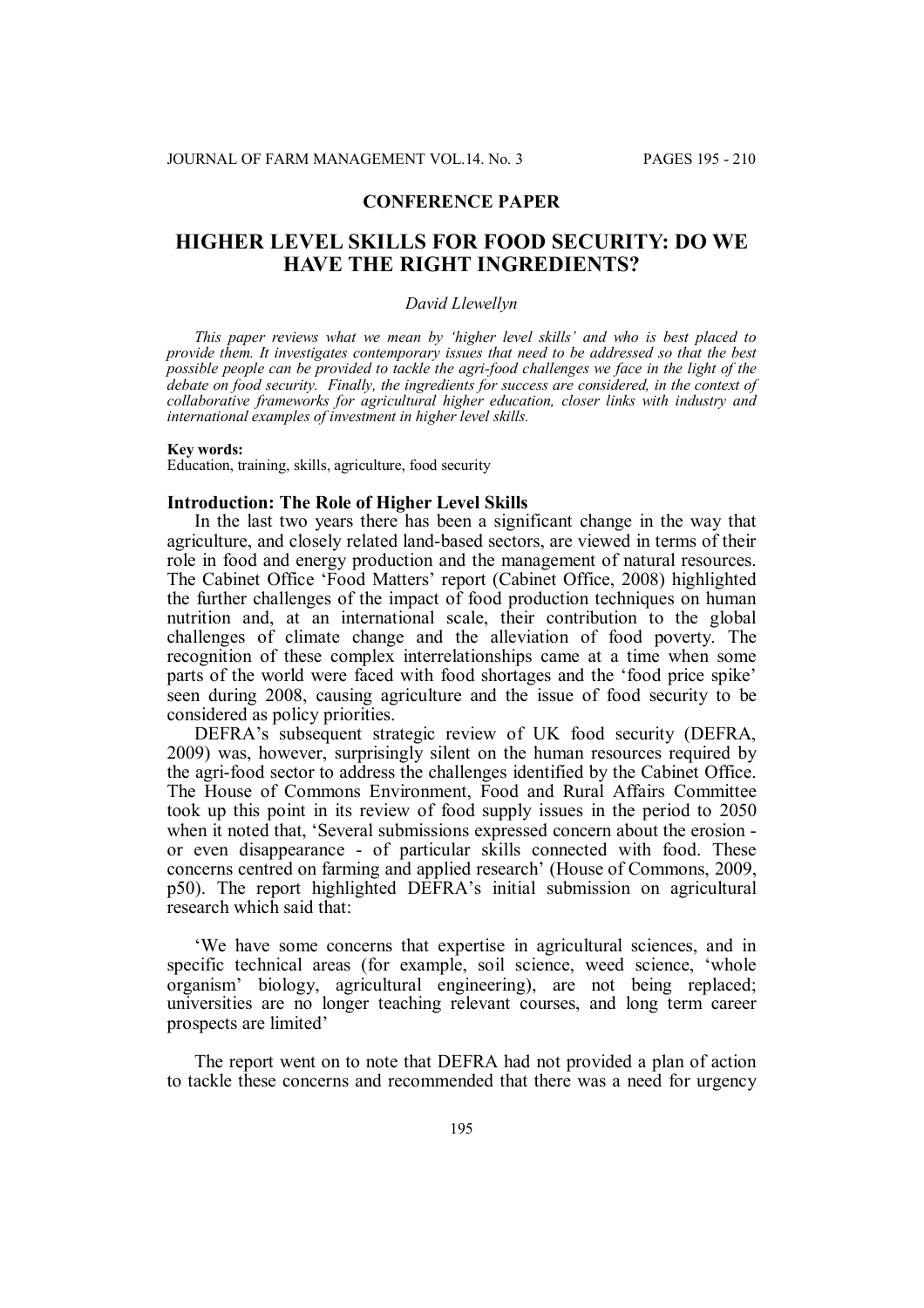**CONFERENCE PAPER**

# HIGHER LEVEL SKILLS FOR FOOD SECURITY: DO WE HAVE THE RIGHT INGREDIENTS?

*David Llewellyn*

*This paper reviews what we mean by 'higher level skills' and who is best placed to provide them. It investigates contemporary issues that need to be addressed so that the best possible people can be provided to tackle the agri-food challenges we face in the light of the debate on food security. Finally, the ingredients for success are considered, in the context of collaborative frameworks for agricultural higher education, closer links with industry and international examples of investment in higher level skills.*

**Key words:**
Education, training, skills, agriculture, food security

## Introduction: The Role of Higher Level Skills

In the last two years there has been a significant change in the way that agriculture, and closely related land-based sectors, are viewed in terms of their role in food and energy production and the management of natural resources. The Cabinet Office 'Food Matters' report (Cabinet Office, 2008) highlighted the further challenges of the impact of food production techniques on human nutrition and, at an international scale, their contribution to the global challenges of climate change and the alleviation of food poverty. The recognition of these complex interrelationships came at a time when some parts of the world were faced with food shortages and the 'food price spike' seen during 2008, causing agriculture and the issue of food security to be considered as policy priorities.

DEFRA's subsequent strategic review of UK food security (DEFRA, 2009) was, however, surprisingly silent on the human resources required by the agri-food sector to address the challenges identified by the Cabinet Office. The House of Commons Environment, Food and Rural Affairs Committee took up this point in its review of food supply issues in the period to 2050 when it noted that, 'Several submissions expressed concern about the erosion - or even disappearance - of particular skills connected with food. These concerns centred on farming and applied research' (House of Commons, 2009, p50). The report highlighted DEFRA's initial submission on agricultural research which said that:

> 'We have some concerns that expertise in agricultural sciences, and in specific technical areas (for example, soil science, weed science, 'whole organism' biology, agricultural engineering), are not being replaced; universities are no longer teaching relevant courses, and long term career prospects are limited'

The report went on to note that DEFRA had not provided a plan of action to tackle these concerns and recommended that there was a need for urgency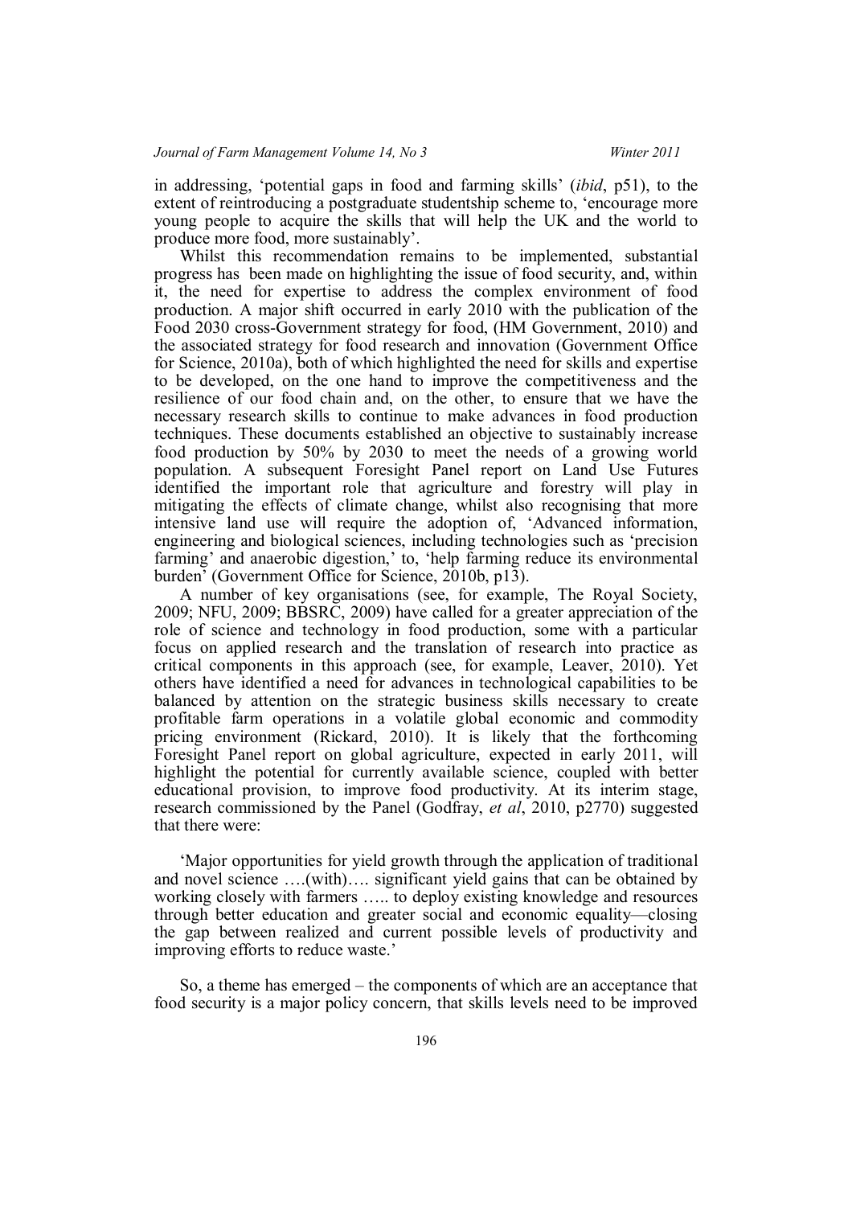in addressing, 'potential gaps in food and farming skills' (*ibid*, p51), to the extent of reintroducing a postgraduate studentship scheme to, 'encourage more young people to acquire the skills that will help the UK and the world to produce more food, more sustainably'.

Whilst this recommendation remains to be implemented, substantial progress has been made on highlighting the issue of food security, and, within it, the need for expertise to address the complex environment of food production. A major shift occurred in early 2010 with the publication of the Food 2030 cross-Government strategy for food, (HM Government, 2010) and the associated strategy for food research and innovation (Government Office for Science, 2010a), both of which highlighted the need for skills and expertise to be developed, on the one hand to improve the competitiveness and the resilience of our food chain and, on the other, to ensure that we have the necessary research skills to continue to make advances in food production techniques. These documents established an objective to sustainably increase food production by 50% by 2030 to meet the needs of a growing world population. A subsequent Foresight Panel report on Land Use Futures identified the important role that agriculture and forestry will play in mitigating the effects of climate change, whilst also recognising that more intensive land use will require the adoption of, 'Advanced information, engineering and biological sciences, including technologies such as 'precision farming' and anaerobic digestion,' to, 'help farming reduce its environmental burden' (Government Office for Science, 2010b, p13).

A number of key organisations (see, for example, The Royal Society, 2009; NFU, 2009; BBSRC, 2009) have called for a greater appreciation of the role of science and technology in food production, some with a particular focus on applied research and the translation of research into practice as critical components in this approach (see, for example, Leaver, 2010). Yet others have identified a need for advances in technological capabilities to be balanced by attention on the strategic business skills necessary to create profitable farm operations in a volatile global economic and commodity pricing environment (Rickard, 2010). It is likely that the forthcoming Foresight Panel report on global agriculture, expected in early 2011, will highlight the potential for currently available science, coupled with better educational provision, to improve food productivity. At its interim stage, research commissioned by the Panel (Godfray, *et al*, 2010, p2770) suggested that there were:

> 'Major opportunities for yield growth through the application of traditional and novel science ….(with)…. significant yield gains that can be obtained by working closely with farmers ….. to deploy existing knowledge and resources through better education and greater social and economic equality—closing the gap between realized and current possible levels of productivity and improving efforts to reduce waste.'

So, a theme has emerged – the components of which are an acceptance that food security is a major policy concern, that skills levels need to be improved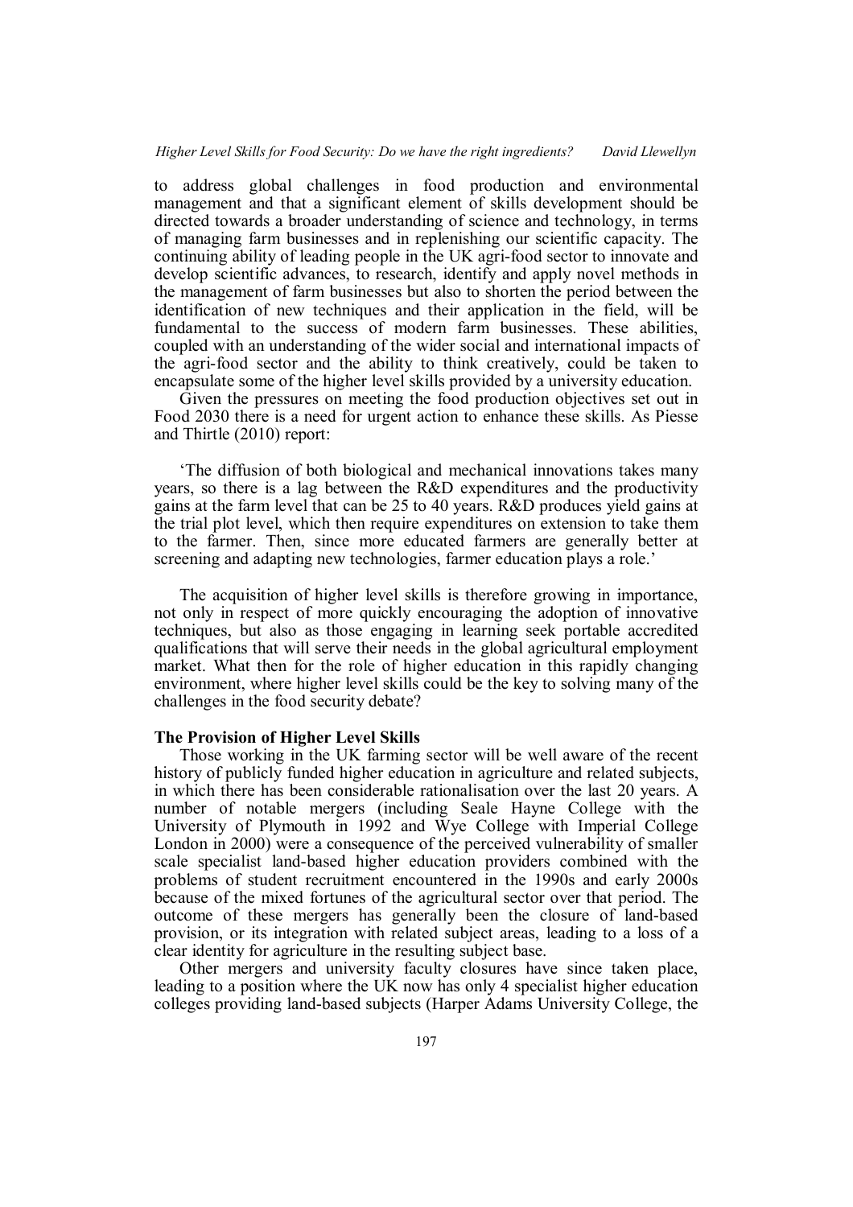to address global challenges in food production and environmental management and that a significant element of skills development should be directed towards a broader understanding of science and technology, in terms of managing farm businesses and in replenishing our scientific capacity. The continuing ability of leading people in the UK agri-food sector to innovate and develop scientific advances, to research, identify and apply novel methods in the management of farm businesses but also to shorten the period between the identification of new techniques and their application in the field, will be fundamental to the success of modern farm businesses. These abilities, coupled with an understanding of the wider social and international impacts of the agri-food sector and the ability to think creatively, could be taken to encapsulate some of the higher level skills provided by a university education.

Given the pressures on meeting the food production objectives set out in Food 2030 there is a need for urgent action to enhance these skills. As Piesse and Thirtle (2010) report:

> 'The diffusion of both biological and mechanical innovations takes many years, so there is a lag between the R&D expenditures and the productivity gains at the farm level that can be 25 to 40 years. R&D produces yield gains at the trial plot level, which then require expenditures on extension to take them to the farmer. Then, since more educated farmers are generally better at screening and adapting new technologies, farmer education plays a role.'

The acquisition of higher level skills is therefore growing in importance, not only in respect of more quickly encouraging the adoption of innovative techniques, but also as those engaging in learning seek portable accredited qualifications that will serve their needs in the global agricultural employment market. What then for the role of higher education in this rapidly changing environment, where higher level skills could be the key to solving many of the challenges in the food security debate?

**The Provision of Higher Level Skills**

Those working in the UK farming sector will be well aware of the recent history of publicly funded higher education in agriculture and related subjects, in which there has been considerable rationalisation over the last 20 years. A number of notable mergers (including Seale Hayne College with the University of Plymouth in 1992 and Wye College with Imperial College London in 2000) were a consequence of the perceived vulnerability of smaller scale specialist land-based higher education providers combined with the problems of student recruitment encountered in the 1990s and early 2000s because of the mixed fortunes of the agricultural sector over that period. The outcome of these mergers has generally been the closure of land-based provision, or its integration with related subject areas, leading to a loss of a clear identity for agriculture in the resulting subject base.

Other mergers and university faculty closures have since taken place, leading to a position where the UK now has only 4 specialist higher education colleges providing land-based subjects (Harper Adams University College, the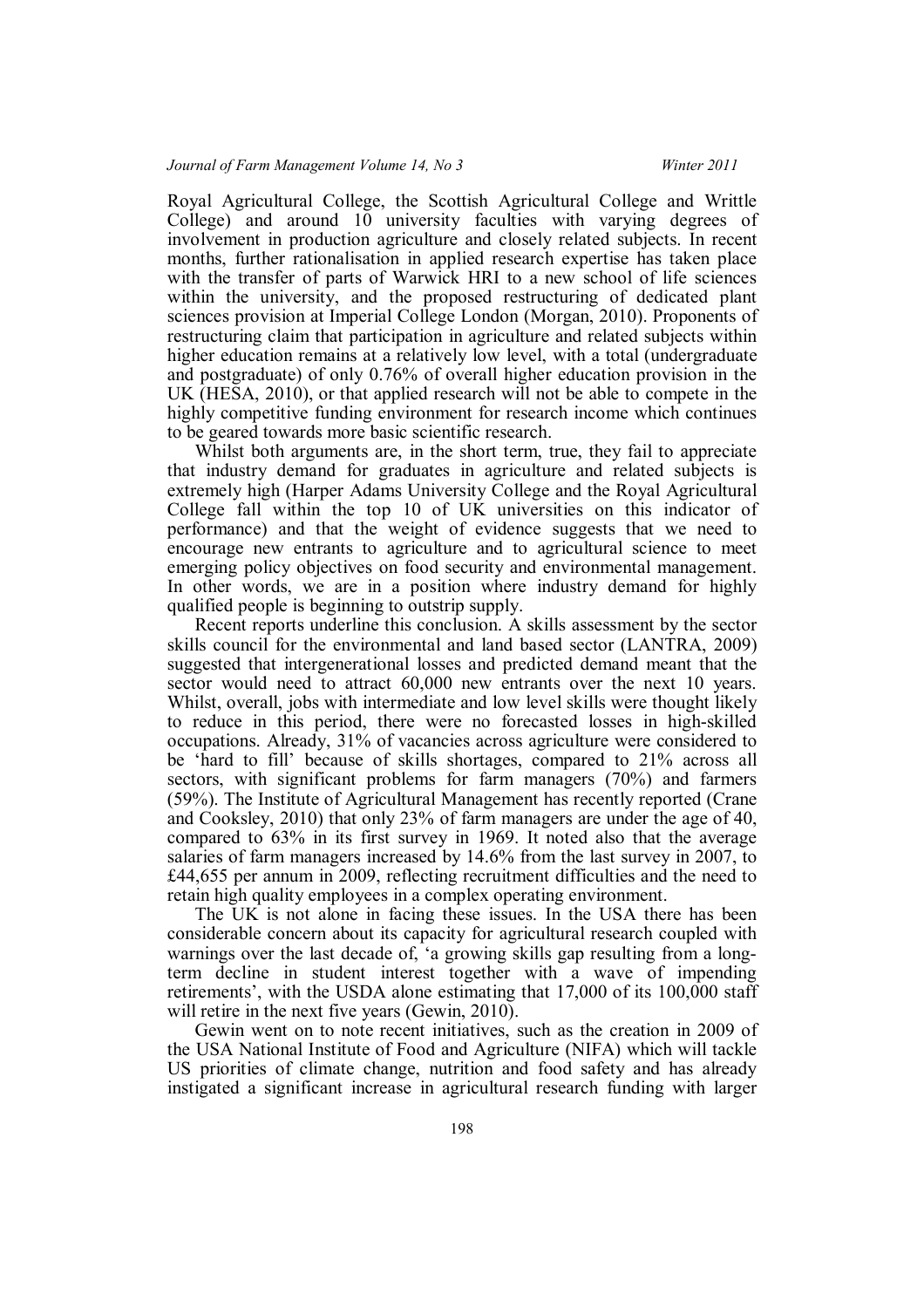Royal Agricultural College, the Scottish Agricultural College and Writtle College) and around 10 university faculties with varying degrees of involvement in production agriculture and closely related subjects. In recent months, further rationalisation in applied research expertise has taken place with the transfer of parts of Warwick HRI to a new school of life sciences within the university, and the proposed restructuring of dedicated plant sciences provision at Imperial College London (Morgan, 2010). Proponents of restructuring claim that participation in agriculture and related subjects within higher education remains at a relatively low level, with a total (undergraduate and postgraduate) of only 0.76% of overall higher education provision in the UK (HESA, 2010), or that applied research will not be able to compete in the highly competitive funding environment for research income which continues to be geared towards more basic scientific research.

Whilst both arguments are, in the short term, true, they fail to appreciate that industry demand for graduates in agriculture and related subjects is extremely high (Harper Adams University College and the Royal Agricultural College fall within the top 10 of UK universities on this indicator of performance) and that the weight of evidence suggests that we need to encourage new entrants to agriculture and to agricultural science to meet emerging policy objectives on food security and environmental management. In other words, we are in a position where industry demand for highly qualified people is beginning to outstrip supply.

Recent reports underline this conclusion. A skills assessment by the sector skills council for the environmental and land based sector (LANTRA, 2009) suggested that intergenerational losses and predicted demand meant that the sector would need to attract 60,000 new entrants over the next 10 years. Whilst, overall, jobs with intermediate and low level skills were thought likely to reduce in this period, there were no forecasted losses in high-skilled occupations. Already, 31% of vacancies across agriculture were considered to be 'hard to fill' because of skills shortages, compared to 21% across all sectors, with significant problems for farm managers (70%) and farmers (59%). The Institute of Agricultural Management has recently reported (Crane and Cooksley, 2010) that only 23% of farm managers are under the age of 40, compared to 63% in its first survey in 1969. It noted also that the average salaries of farm managers increased by 14.6% from the last survey in 2007, to £44,655 per annum in 2009, reflecting recruitment difficulties and the need to retain high quality employees in a complex operating environment.

The UK is not alone in facing these issues. In the USA there has been considerable concern about its capacity for agricultural research coupled with warnings over the last decade of, 'a growing skills gap resulting from a long-term decline in student interest together with a wave of impending retirements', with the USDA alone estimating that 17,000 of its 100,000 staff will retire in the next five years (Gewin, 2010).

Gewin went on to note recent initiatives, such as the creation in 2009 of the USA National Institute of Food and Agriculture (NIFA) which will tackle US priorities of climate change, nutrition and food safety and has already instigated a significant increase in agricultural research funding with larger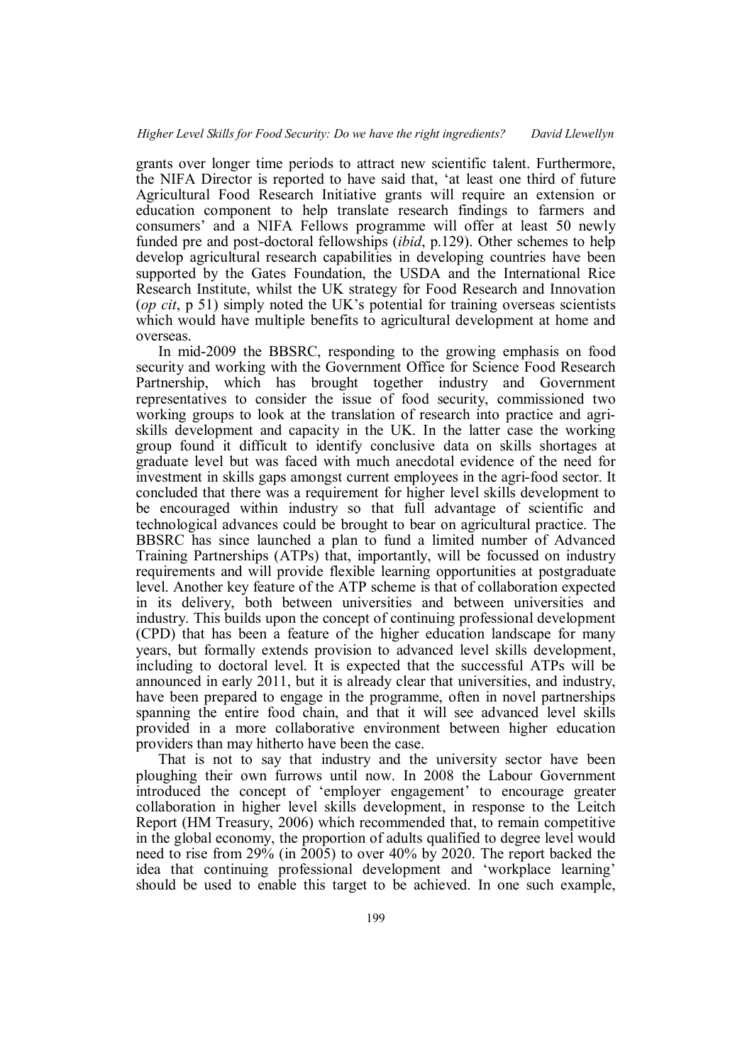grants over longer time periods to attract new scientific talent. Furthermore, the NIFA Director is reported to have said that, 'at least one third of future Agricultural Food Research Initiative grants will require an extension or education component to help translate research findings to farmers and consumers' and a NIFA Fellows programme will offer at least 50 newly funded pre and post-doctoral fellowships (*ibid*, p.129). Other schemes to help develop agricultural research capabilities in developing countries have been supported by the Gates Foundation, the USDA and the International Rice Research Institute, whilst the UK strategy for Food Research and Innovation (*op cit*, p 51) simply noted the UK's potential for training overseas scientists which would have multiple benefits to agricultural development at home and overseas.

In mid-2009 the BBSRC, responding to the growing emphasis on food security and working with the Government Office for Science Food Research Partnership, which has brought together industry and Government representatives to consider the issue of food security, commissioned two working groups to look at the translation of research into practice and agri-skills development and capacity in the UK. In the latter case the working group found it difficult to identify conclusive data on skills shortages at graduate level but was faced with much anecdotal evidence of the need for investment in skills gaps amongst current employees in the agri-food sector. It concluded that there was a requirement for higher level skills development to be encouraged within industry so that full advantage of scientific and technological advances could be brought to bear on agricultural practice. The BBSRC has since launched a plan to fund a limited number of Advanced Training Partnerships (ATPs) that, importantly, will be focussed on industry requirements and will provide flexible learning opportunities at postgraduate level. Another key feature of the ATP scheme is that of collaboration expected in its delivery, both between universities and between universities and industry. This builds upon the concept of continuing professional development (CPD) that has been a feature of the higher education landscape for many years, but formally extends provision to advanced level skills development, including to doctoral level. It is expected that the successful ATPs will be announced in early 2011, but it is already clear that universities, and industry, have been prepared to engage in the programme, often in novel partnerships spanning the entire food chain, and that it will see advanced level skills provided in a more collaborative environment between higher education providers than may hitherto have been the case.

That is not to say that industry and the university sector have been ploughing their own furrows until now. In 2008 the Labour Government introduced the concept of 'employer engagement' to encourage greater collaboration in higher level skills development, in response to the Leitch Report (HM Treasury, 2006) which recommended that, to remain competitive in the global economy, the proportion of adults qualified to degree level would need to rise from 29% (in 2005) to over 40% by 2020. The report backed the idea that continuing professional development and 'workplace learning' should be used to enable this target to be achieved. In one such example,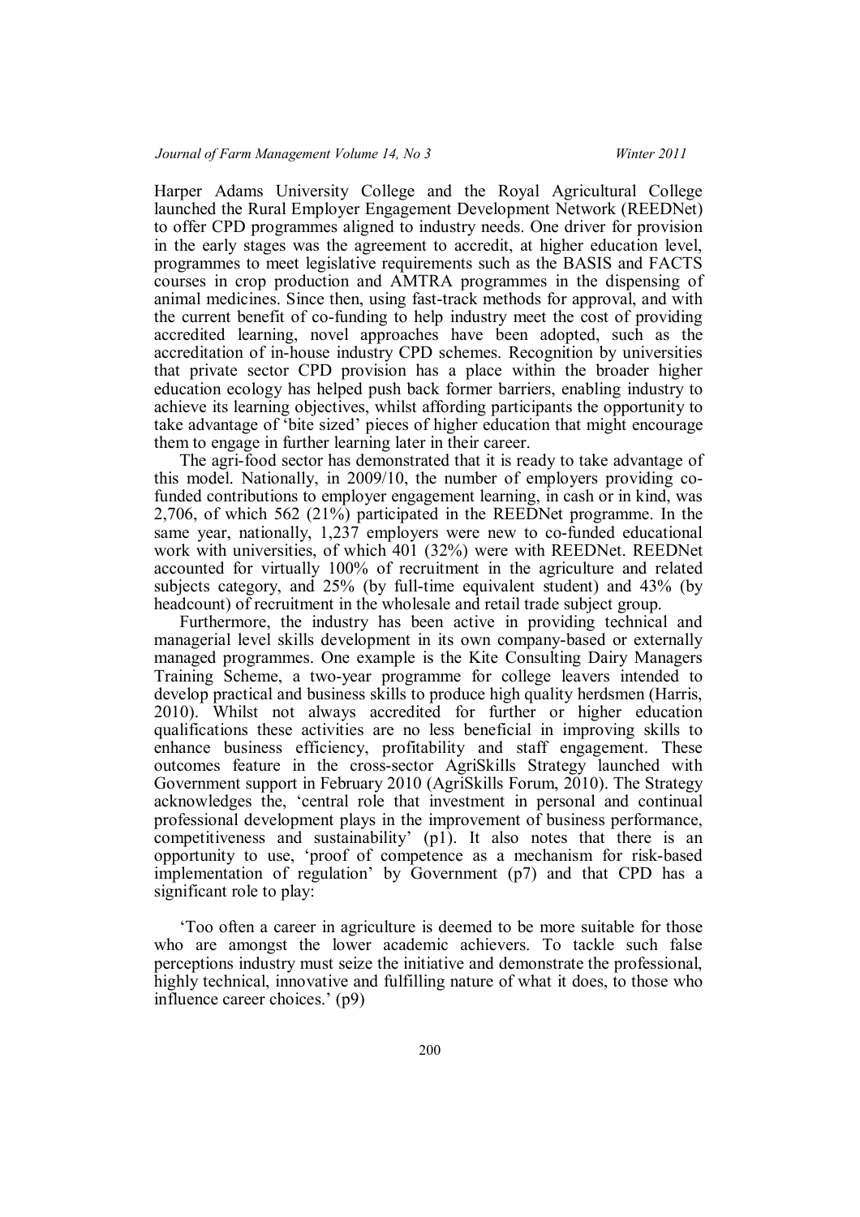Harper Adams University College and the Royal Agricultural College launched the Rural Employer Engagement Development Network (REEDNet) to offer CPD programmes aligned to industry needs. One driver for provision in the early stages was the agreement to accredit, at higher education level, programmes to meet legislative requirements such as the BASIS and FACTS courses in crop production and AMTRA programmes in the dispensing of animal medicines. Since then, using fast-track methods for approval, and with the current benefit of co-funding to help industry meet the cost of providing accredited learning, novel approaches have been adopted, such as the accreditation of in-house industry CPD schemes. Recognition by universities that private sector CPD provision has a place within the broader higher education ecology has helped push back former barriers, enabling industry to achieve its learning objectives, whilst affording participants the opportunity to take advantage of 'bite sized' pieces of higher education that might encourage them to engage in further learning later in their career.

The agri-food sector has demonstrated that it is ready to take advantage of this model. Nationally, in 2009/10, the number of employers providing co-funded contributions to employer engagement learning, in cash or in kind, was 2,706, of which 562 (21%) participated in the REEDNet programme. In the same year, nationally, 1,237 employers were new to co-funded educational work with universities, of which 401 (32%) were with REEDNet. REEDNet accounted for virtually 100% of recruitment in the agriculture and related subjects category, and 25% (by full-time equivalent student) and 43% (by headcount) of recruitment in the wholesale and retail trade subject group.

Furthermore, the industry has been active in providing technical and managerial level skills development in its own company-based or externally managed programmes. One example is the Kite Consulting Dairy Managers Training Scheme, a two-year programme for college leavers intended to develop practical and business skills to produce high quality herdsmen (Harris, 2010). Whilst not always accredited for further or higher education qualifications these activities are no less beneficial in improving skills to enhance business efficiency, profitability and staff engagement. These outcomes feature in the cross-sector AgriSkills Strategy launched with Government support in February 2010 (AgriSkills Forum, 2010). The Strategy acknowledges the, 'central role that investment in personal and continual professional development plays in the improvement of business performance, competitiveness and sustainability' (p1). It also notes that there is an opportunity to use, 'proof of competence as a mechanism for risk-based implementation of regulation' by Government (p7) and that CPD has a significant role to play:

> 'Too often a career in agriculture is deemed to be more suitable for those who are amongst the lower academic achievers. To tackle such false perceptions industry must seize the initiative and demonstrate the professional, highly technical, innovative and fulfilling nature of what it does, to those who influence career choices.' (p9)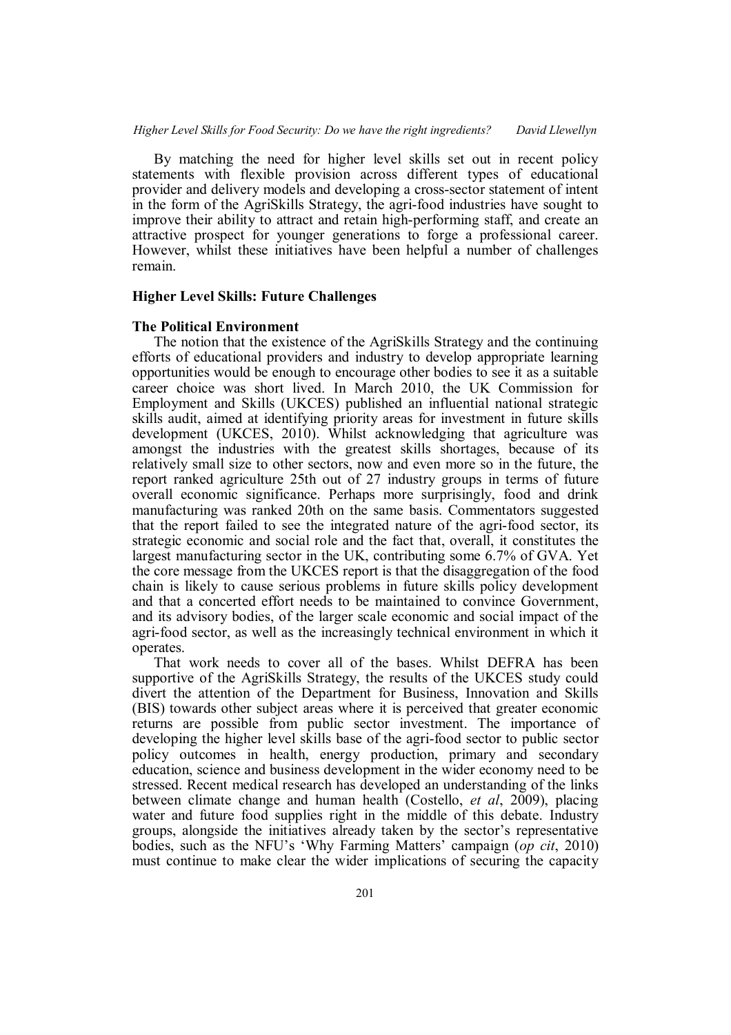By matching the need for higher level skills set out in recent policy statements with flexible provision across different types of educational provider and delivery models and developing a cross-sector statement of intent in the form of the AgriSkills Strategy, the agri-food industries have sought to improve their ability to attract and retain high-performing staff, and create an attractive prospect for younger generations to forge a professional career. However, whilst these initiatives have been helpful a number of challenges remain.

## Higher Level Skills: Future Challenges

### The Political Environment

The notion that the existence of the AgriSkills Strategy and the continuing efforts of educational providers and industry to develop appropriate learning opportunities would be enough to encourage other bodies to see it as a suitable career choice was short lived. In March 2010, the UK Commission for Employment and Skills (UKCES) published an influential national strategic skills audit, aimed at identifying priority areas for investment in future skills development (UKCES, 2010). Whilst acknowledging that agriculture was amongst the industries with the greatest skills shortages, because of its relatively small size to other sectors, now and even more so in the future, the report ranked agriculture 25th out of 27 industry groups in terms of future overall economic significance. Perhaps more surprisingly, food and drink manufacturing was ranked 20th on the same basis. Commentators suggested that the report failed to see the integrated nature of the agri-food sector, its strategic economic and social role and the fact that, overall, it constitutes the largest manufacturing sector in the UK, contributing some 6.7% of GVA. Yet the core message from the UKCES report is that the disaggregation of the food chain is likely to cause serious problems in future skills policy development and that a concerted effort needs to be maintained to convince Government, and its advisory bodies, of the larger scale economic and social impact of the agri-food sector, as well as the increasingly technical environment in which it operates.

That work needs to cover all of the bases. Whilst DEFRA has been supportive of the AgriSkills Strategy, the results of the UKCES study could divert the attention of the Department for Business, Innovation and Skills (BIS) towards other subject areas where it is perceived that greater economic returns are possible from public sector investment. The importance of developing the higher level skills base of the agri-food sector to public sector policy outcomes in health, energy production, primary and secondary education, science and business development in the wider economy need to be stressed. Recent medical research has developed an understanding of the links between climate change and human health (Costello, *et al*, 2009), placing water and future food supplies right in the middle of this debate. Industry groups, alongside the initiatives already taken by the sector's representative bodies, such as the NFU's 'Why Farming Matters' campaign (*op cit*, 2010) must continue to make clear the wider implications of securing the capacity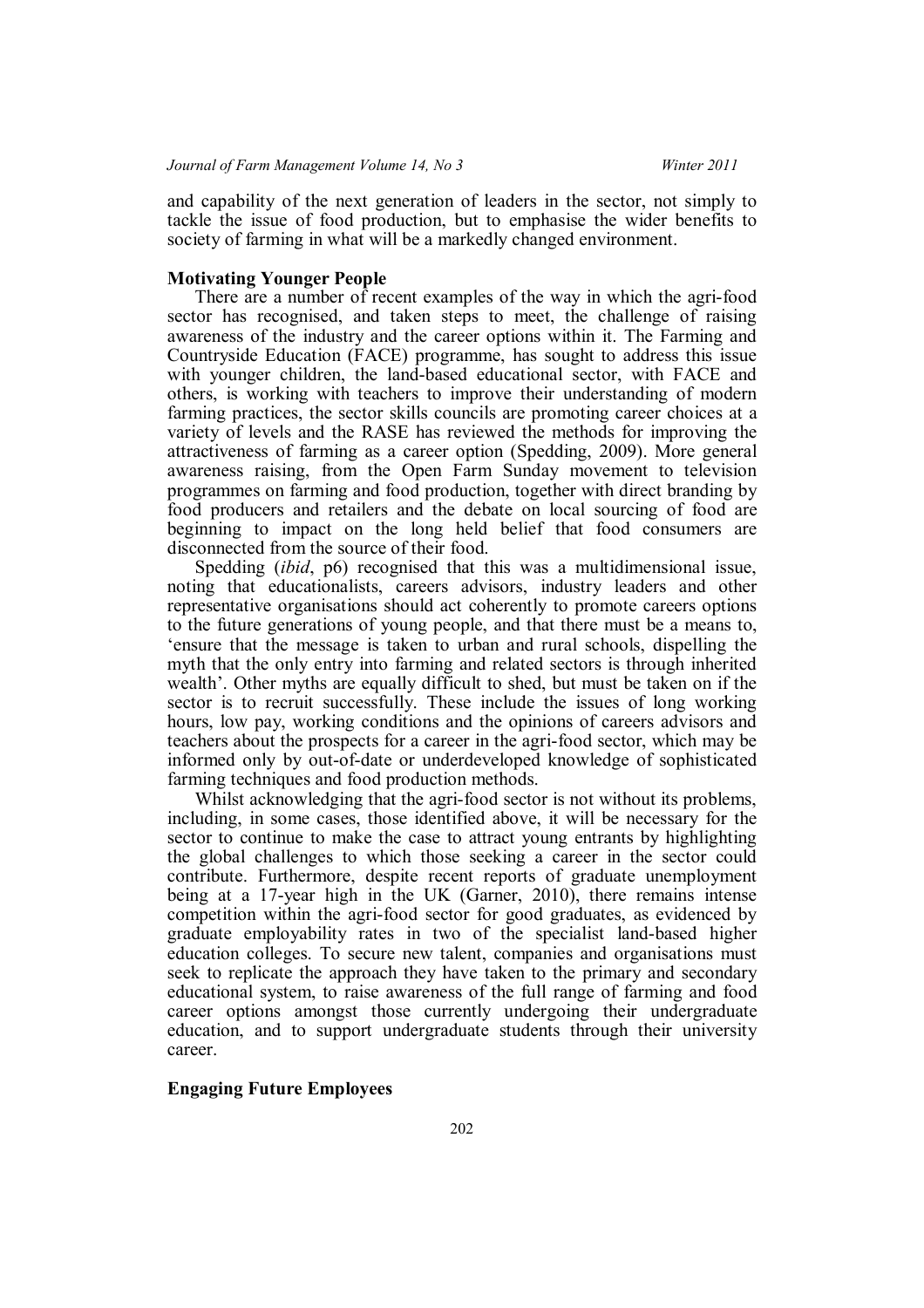and capability of the next generation of leaders in the sector, not simply to tackle the issue of food production, but to emphasise the wider benefits to society of farming in what will be a markedly changed environment.

## Motivating Younger People

There are a number of recent examples of the way in which the agri-food sector has recognised, and taken steps to meet, the challenge of raising awareness of the industry and the career options within it. The Farming and Countryside Education (FACE) programme, has sought to address this issue with younger children, the land-based educational sector, with FACE and others, is working with teachers to improve their understanding of modern farming practices, the sector skills councils are promoting career choices at a variety of levels and the RASE has reviewed the methods for improving the attractiveness of farming as a career option (Spedding, 2009). More general awareness raising, from the Open Farm Sunday movement to television programmes on farming and food production, together with direct branding by food producers and retailers and the debate on local sourcing of food are beginning to impact on the long held belief that food consumers are disconnected from the source of their food.

Spedding (*ibid*, p6) recognised that this was a multidimensional issue, noting that educationalists, careers advisors, industry leaders and other representative organisations should act coherently to promote careers options to the future generations of young people, and that there must be a means to, 'ensure that the message is taken to urban and rural schools, dispelling the myth that the only entry into farming and related sectors is through inherited wealth'. Other myths are equally difficult to shed, but must be taken on if the sector is to recruit successfully. These include the issues of long working hours, low pay, working conditions and the opinions of careers advisors and teachers about the prospects for a career in the agri-food sector, which may be informed only by out-of-date or underdeveloped knowledge of sophisticated farming techniques and food production methods.

Whilst acknowledging that the agri-food sector is not without its problems, including, in some cases, those identified above, it will be necessary for the sector to continue to make the case to attract young entrants by highlighting the global challenges to which those seeking a career in the sector could contribute. Furthermore, despite recent reports of graduate unemployment being at a 17-year high in the UK (Garner, 2010), there remains intense competition within the agri-food sector for good graduates, as evidenced by graduate employability rates in two of the specialist land-based higher education colleges. To secure new talent, companies and organisations must seek to replicate the approach they have taken to the primary and secondary educational system, to raise awareness of the full range of farming and food career options amongst those currently undergoing their undergraduate education, and to support undergraduate students through their university career.

## Engaging Future Employees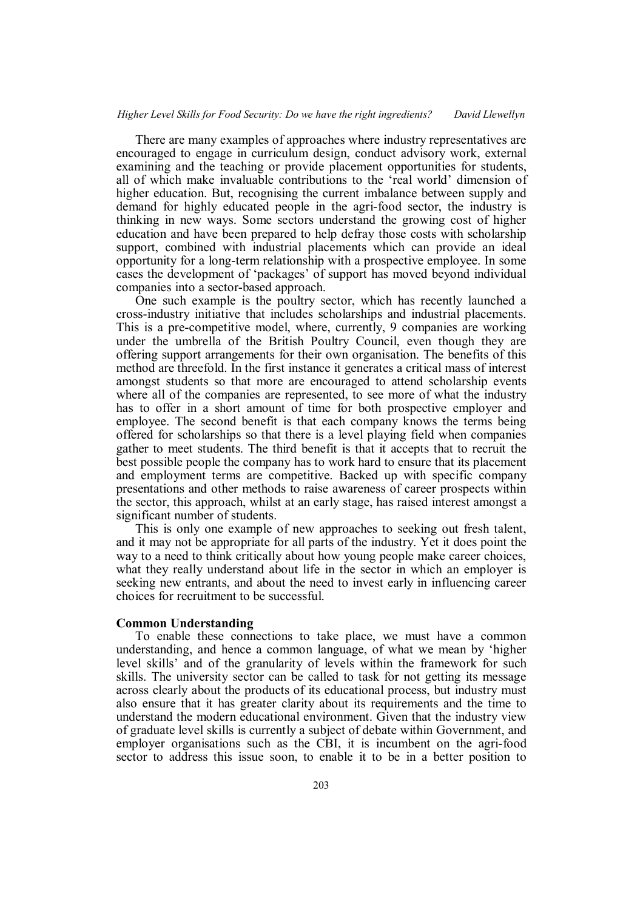There are many examples of approaches where industry representatives are encouraged to engage in curriculum design, conduct advisory work, external examining and the teaching or provide placement opportunities for students, all of which make invaluable contributions to the 'real world' dimension of higher education. But, recognising the current imbalance between supply and demand for highly educated people in the agri-food sector, the industry is thinking in new ways. Some sectors understand the growing cost of higher education and have been prepared to help defray those costs with scholarship support, combined with industrial placements which can provide an ideal opportunity for a long-term relationship with a prospective employee. In some cases the development of 'packages' of support has moved beyond individual companies into a sector-based approach.

One such example is the poultry sector, which has recently launched a cross-industry initiative that includes scholarships and industrial placements. This is a pre-competitive model, where, currently, 9 companies are working under the umbrella of the British Poultry Council, even though they are offering support arrangements for their own organisation. The benefits of this method are threefold. In the first instance it generates a critical mass of interest amongst students so that more are encouraged to attend scholarship events where all of the companies are represented, to see more of what the industry has to offer in a short amount of time for both prospective employer and employee. The second benefit is that each company knows the terms being offered for scholarships so that there is a level playing field when companies gather to meet students. The third benefit is that it accepts that to recruit the best possible people the company has to work hard to ensure that its placement and employment terms are competitive. Backed up with specific company presentations and other methods to raise awareness of career prospects within the sector, this approach, whilst at an early stage, has raised interest amongst a significant number of students.

This is only one example of new approaches to seeking out fresh talent, and it may not be appropriate for all parts of the industry. Yet it does point the way to a need to think critically about how young people make career choices, what they really understand about life in the sector in which an employer is seeking new entrants, and about the need to invest early in influencing career choices for recruitment to be successful.

**Common Understanding**

To enable these connections to take place, we must have a common understanding, and hence a common language, of what we mean by 'higher level skills' and of the granularity of levels within the framework for such skills. The university sector can be called to task for not getting its message across clearly about the products of its educational process, but industry must also ensure that it has greater clarity about its requirements and the time to understand the modern educational environment. Given that the industry view of graduate level skills is currently a subject of debate within Government, and employer organisations such as the CBI, it is incumbent on the agri-food sector to address this issue soon, to enable it to be in a better position to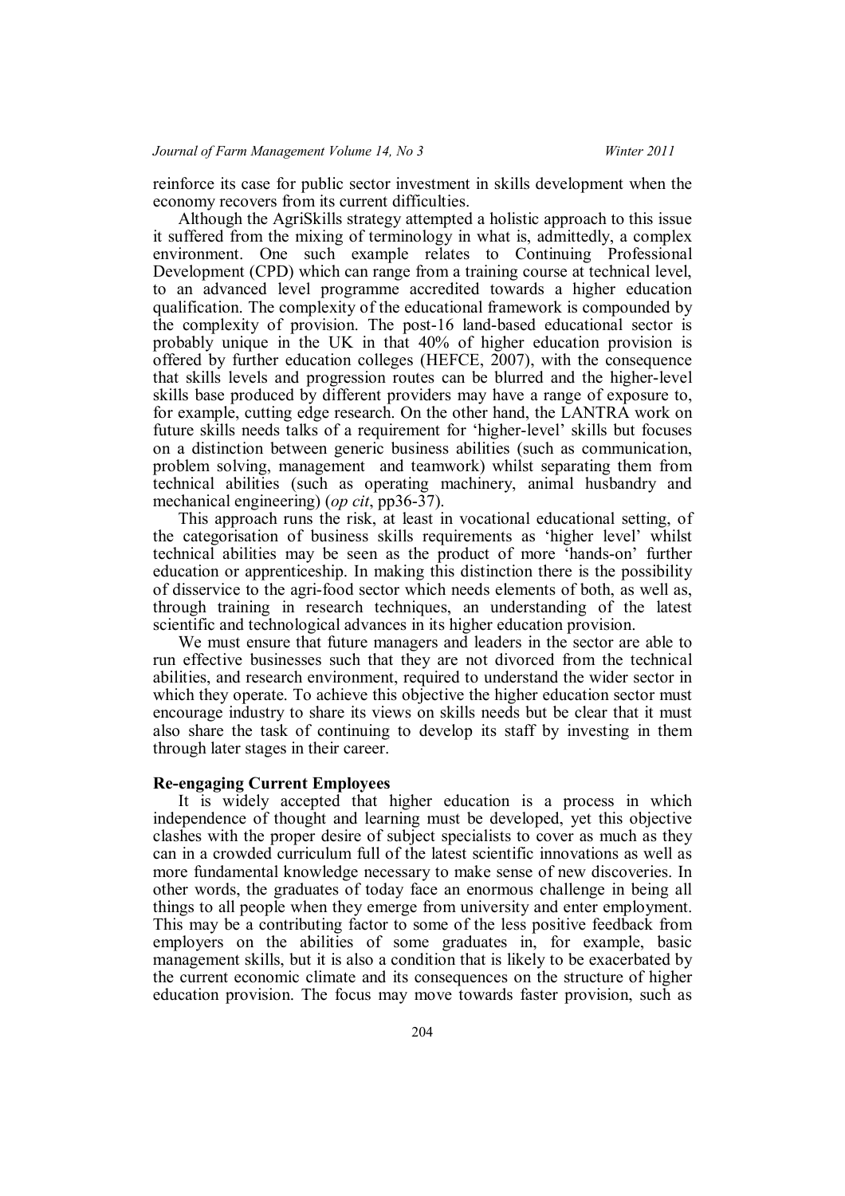reinforce its case for public sector investment in skills development when the economy recovers from its current difficulties.

Although the AgriSkills strategy attempted a holistic approach to this issue it suffered from the mixing of terminology in what is, admittedly, a complex environment. One such example relates to Continuing Professional Development (CPD) which can range from a training course at technical level, to an advanced level programme accredited towards a higher education qualification. The complexity of the educational framework is compounded by the complexity of provision. The post-16 land-based educational sector is probably unique in the UK in that 40% of higher education provision is offered by further education colleges (HEFCE, 2007), with the consequence that skills levels and progression routes can be blurred and the higher-level skills base produced by different providers may have a range of exposure to, for example, cutting edge research. On the other hand, the LANTRA work on future skills needs talks of a requirement for 'higher-level' skills but focuses on a distinction between generic business abilities (such as communication, problem solving, management and teamwork) whilst separating them from technical abilities (such as operating machinery, animal husbandry and mechanical engineering) (*op cit*, pp36-37).

This approach runs the risk, at least in vocational educational setting, of the categorisation of business skills requirements as 'higher level' whilst technical abilities may be seen as the product of more 'hands-on' further education or apprenticeship. In making this distinction there is the possibility of disservice to the agri-food sector which needs elements of both, as well as, through training in research techniques, an understanding of the latest scientific and technological advances in its higher education provision.

We must ensure that future managers and leaders in the sector are able to run effective businesses such that they are not divorced from the technical abilities, and research environment, required to understand the wider sector in which they operate. To achieve this objective the higher education sector must encourage industry to share its views on skills needs but be clear that it must also share the task of continuing to develop its staff by investing in them through later stages in their career.

**Re-engaging Current Employees**

It is widely accepted that higher education is a process in which independence of thought and learning must be developed, yet this objective clashes with the proper desire of subject specialists to cover as much as they can in a crowded curriculum full of the latest scientific innovations as well as more fundamental knowledge necessary to make sense of new discoveries. In other words, the graduates of today face an enormous challenge in being all things to all people when they emerge from university and enter employment. This may be a contributing factor to some of the less positive feedback from employers on the abilities of some graduates in, for example, basic management skills, but it is also a condition that is likely to be exacerbated by the current economic climate and its consequences on the structure of higher education provision. The focus may move towards faster provision, such as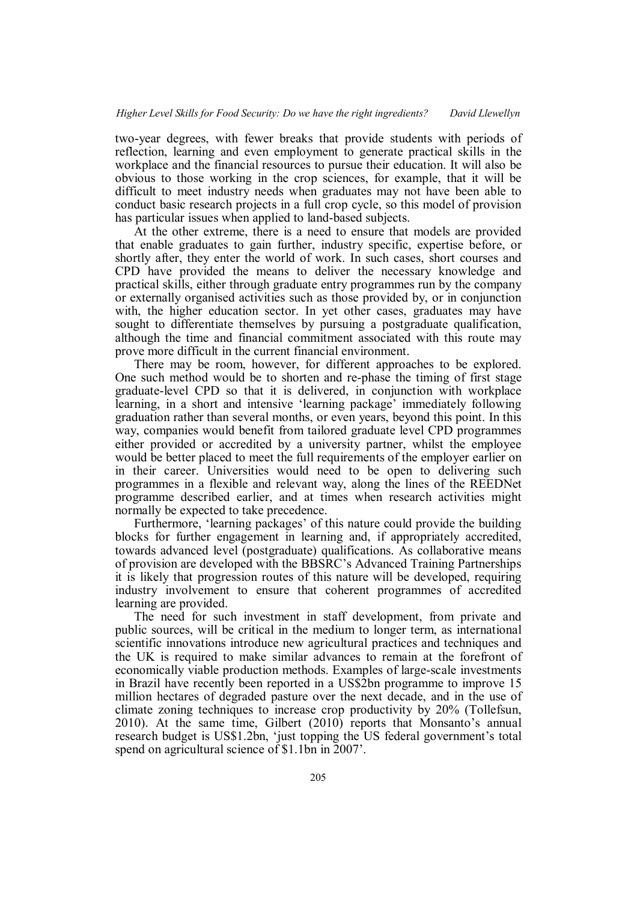two-year degrees, with fewer breaks that provide students with periods of reflection, learning and even employment to generate practical skills in the workplace and the financial resources to pursue their education. It will also be obvious to those working in the crop sciences, for example, that it will be difficult to meet industry needs when graduates may not have been able to conduct basic research projects in a full crop cycle, so this model of provision has particular issues when applied to land-based subjects.

At the other extreme, there is a need to ensure that models are provided that enable graduates to gain further, industry specific, expertise before, or shortly after, they enter the world of work. In such cases, short courses and CPD have provided the means to deliver the necessary knowledge and practical skills, either through graduate entry programmes run by the company or externally organised activities such as those provided by, or in conjunction with, the higher education sector. In yet other cases, graduates may have sought to differentiate themselves by pursuing a postgraduate qualification, although the time and financial commitment associated with this route may prove more difficult in the current financial environment.

There may be room, however, for different approaches to be explored. One such method would be to shorten and re-phase the timing of first stage graduate-level CPD so that it is delivered, in conjunction with workplace learning, in a short and intensive 'learning package' immediately following graduation rather than several months, or even years, beyond this point. In this way, companies would benefit from tailored graduate level CPD programmes either provided or accredited by a university partner, whilst the employee would be better placed to meet the full requirements of the employer earlier on in their career. Universities would need to be open to delivering such programmes in a flexible and relevant way, along the lines of the REEDNet programme described earlier, and at times when research activities might normally be expected to take precedence.

Furthermore, 'learning packages' of this nature could provide the building blocks for further engagement in learning and, if appropriately accredited, towards advanced level (postgraduate) qualifications. As collaborative means of provision are developed with the BBSRC's Advanced Training Partnerships it is likely that progression routes of this nature will be developed, requiring industry involvement to ensure that coherent programmes of accredited learning are provided.

The need for such investment in staff development, from private and public sources, will be critical in the medium to longer term, as international scientific innovations introduce new agricultural practices and techniques and the UK is required to make similar advances to remain at the forefront of economically viable production methods. Examples of large-scale investments in Brazil have recently been reported in a US$2bn programme to improve 15 million hectares of degraded pasture over the next decade, and in the use of climate zoning techniques to increase crop productivity by 20% (Tollefsun, 2010). At the same time, Gilbert (2010) reports that Monsanto's annual research budget is US$1.2bn, 'just topping the US federal government's total spend on agricultural science of $1.1bn in 2007'.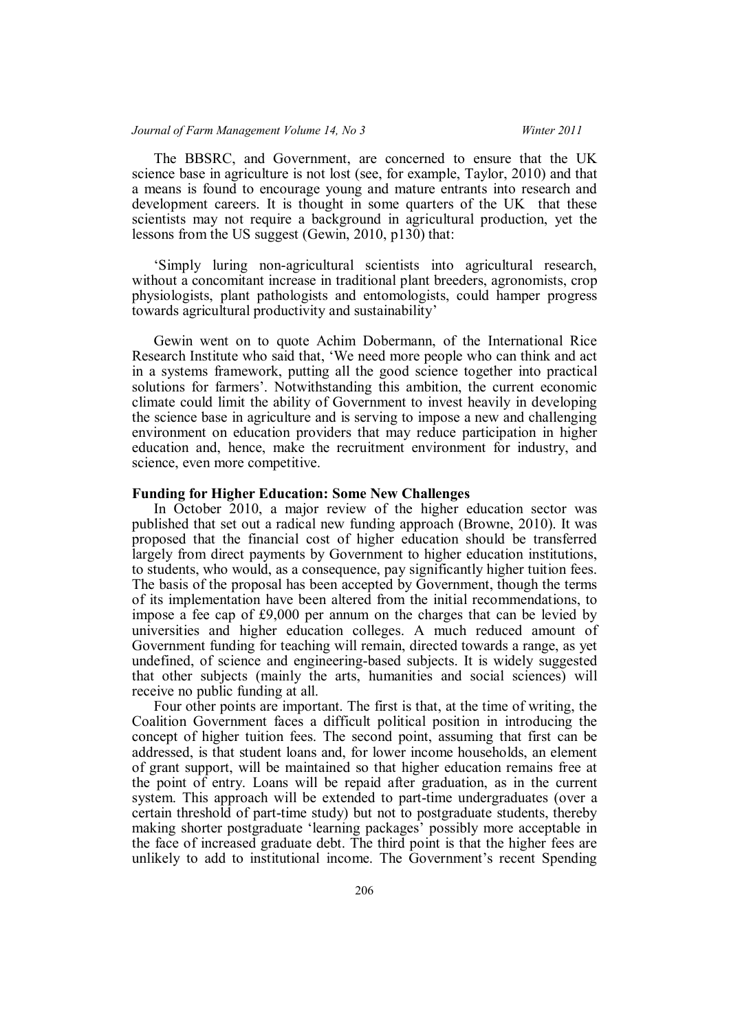The BBSRC, and Government, are concerned to ensure that the UK science base in agriculture is not lost (see, for example, Taylor, 2010) and that a means is found to encourage young and mature entrants into research and development careers. It is thought in some quarters of the UK that these scientists may not require a background in agricultural production, yet the lessons from the US suggest (Gewin, 2010, p130) that:

> 'Simply luring non-agricultural scientists into agricultural research, without a concomitant increase in traditional plant breeders, agronomists, crop physiologists, plant pathologists and entomologists, could hamper progress towards agricultural productivity and sustainability'

Gewin went on to quote Achim Dobermann, of the International Rice Research Institute who said that, 'We need more people who can think and act in a systems framework, putting all the good science together into practical solutions for farmers'. Notwithstanding this ambition, the current economic climate could limit the ability of Government to invest heavily in developing the science base in agriculture and is serving to impose a new and challenging environment on education providers that may reduce participation in higher education and, hence, make the recruitment environment for industry, and science, even more competitive.

**Funding for Higher Education: Some New Challenges**

In October 2010, a major review of the higher education sector was published that set out a radical new funding approach (Browne, 2010). It was proposed that the financial cost of higher education should be transferred largely from direct payments by Government to higher education institutions, to students, who would, as a consequence, pay significantly higher tuition fees. The basis of the proposal has been accepted by Government, though the terms of its implementation have been altered from the initial recommendations, to impose a fee cap of £9,000 per annum on the charges that can be levied by universities and higher education colleges. A much reduced amount of Government funding for teaching will remain, directed towards a range, as yet undefined, of science and engineering-based subjects. It is widely suggested that other subjects (mainly the arts, humanities and social sciences) will receive no public funding at all.

Four other points are important. The first is that, at the time of writing, the Coalition Government faces a difficult political position in introducing the concept of higher tuition fees. The second point, assuming that first can be addressed, is that student loans and, for lower income households, an element of grant support, will be maintained so that higher education remains free at the point of entry. Loans will be repaid after graduation, as in the current system. This approach will be extended to part-time undergraduates (over a certain threshold of part-time study) but not to postgraduate students, thereby making shorter postgraduate 'learning packages' possibly more acceptable in the face of increased graduate debt. The third point is that the higher fees are unlikely to add to institutional income. The Government's recent Spending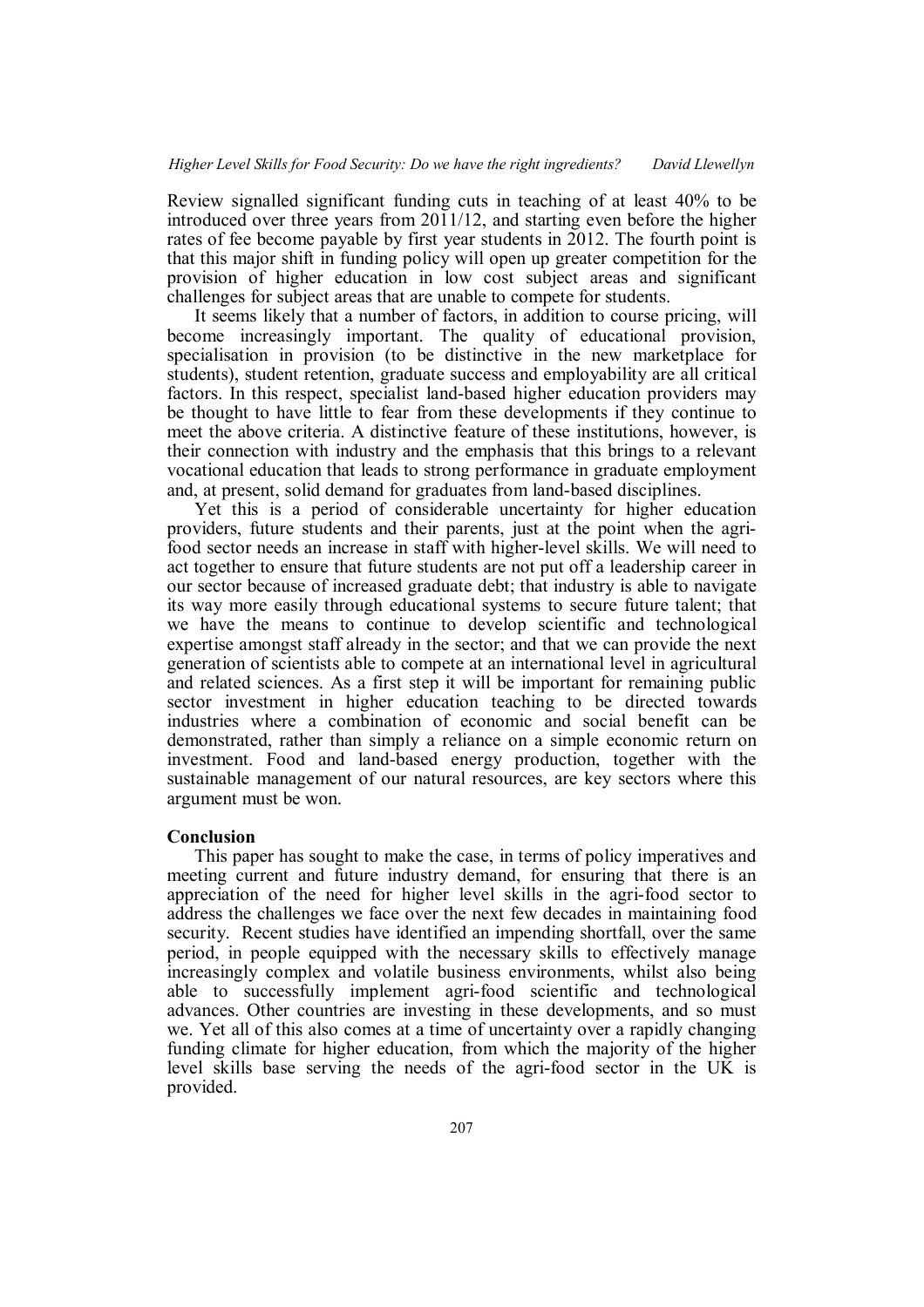Review signalled significant funding cuts in teaching of at least 40% to be introduced over three years from 2011/12, and starting even before the higher rates of fee become payable by first year students in 2012. The fourth point is that this major shift in funding policy will open up greater competition for the provision of higher education in low cost subject areas and significant challenges for subject areas that are unable to compete for students.

It seems likely that a number of factors, in addition to course pricing, will become increasingly important. The quality of educational provision, specialisation in provision (to be distinctive in the new marketplace for students), student retention, graduate success and employability are all critical factors. In this respect, specialist land-based higher education providers may be thought to have little to fear from these developments if they continue to meet the above criteria. A distinctive feature of these institutions, however, is their connection with industry and the emphasis that this brings to a relevant vocational education that leads to strong performance in graduate employment and, at present, solid demand for graduates from land-based disciplines.

Yet this is a period of considerable uncertainty for higher education providers, future students and their parents, just at the point when the agri-food sector needs an increase in staff with higher-level skills. We will need to act together to ensure that future students are not put off a leadership career in our sector because of increased graduate debt; that industry is able to navigate its way more easily through educational systems to secure future talent; that we have the means to continue to develop scientific and technological expertise amongst staff already in the sector; and that we can provide the next generation of scientists able to compete at an international level in agricultural and related sciences. As a first step it will be important for remaining public sector investment in higher education teaching to be directed towards industries where a combination of economic and social benefit can be demonstrated, rather than simply a reliance on a simple economic return on investment. Food and land-based energy production, together with the sustainable management of our natural resources, are key sectors where this argument must be won.

## Conclusion

This paper has sought to make the case, in terms of policy imperatives and meeting current and future industry demand, for ensuring that there is an appreciation of the need for higher level skills in the agri-food sector to address the challenges we face over the next few decades in maintaining food security. Recent studies have identified an impending shortfall, over the same period, in people equipped with the necessary skills to effectively manage increasingly complex and volatile business environments, whilst also being able to successfully implement agri-food scientific and technological advances. Other countries are investing in these developments, and so must we. Yet all of this also comes at a time of uncertainty over a rapidly changing funding climate for higher education, from which the majority of the higher level skills base serving the needs of the agri-food sector in the UK is provided.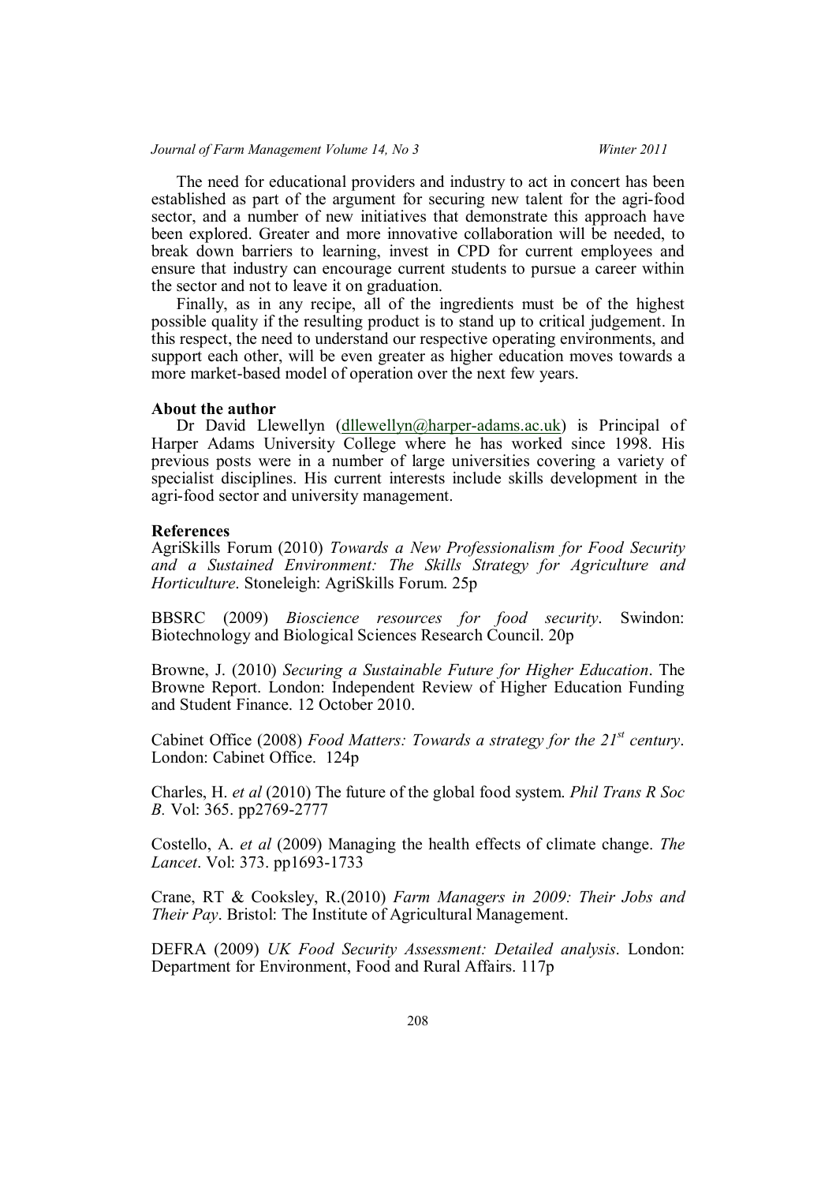The need for educational providers and industry to act in concert has been established as part of the argument for securing new talent for the agri-food sector, and a number of new initiatives that demonstrate this approach have been explored. Greater and more innovative collaboration will be needed, to break down barriers to learning, invest in CPD for current employees and ensure that industry can encourage current students to pursue a career within the sector and not to leave it on graduation.

Finally, as in any recipe, all of the ingredients must be of the highest possible quality if the resulting product is to stand up to critical judgement. In this respect, the need to understand our respective operating environments, and support each other, will be even greater as higher education moves towards a more market-based model of operation over the next few years.

### About the author

Dr David Llewellyn (dllewellyn@harper-adams.ac.uk) is Principal of Harper Adams University College where he has worked since 1998. His previous posts were in a number of large universities covering a variety of specialist disciplines. His current interests include skills development in the agri-food sector and university management.

### References

AgriSkills Forum (2010) *Towards a New Professionalism for Food Security and a Sustained Environment: The Skills Strategy for Agriculture and Horticulture*. Stoneleigh: AgriSkills Forum. 25p

BBSRC (2009) *Bioscience resources for food security*. Swindon: Biotechnology and Biological Sciences Research Council. 20p

Browne, J. (2010) *Securing a Sustainable Future for Higher Education*. The Browne Report. London: Independent Review of Higher Education Funding and Student Finance. 12 October 2010.

Cabinet Office (2008) *Food Matters: Towards a strategy for the 21st century*. London: Cabinet Office. 124p

Charles, H. *et al* (2010) The future of the global food system. *Phil Trans R Soc B.* Vol: 365. pp2769-2777

Costello, A. *et al* (2009) Managing the health effects of climate change. *The Lancet*. Vol: 373. pp1693-1733

Crane, RT & Cooksley, R.(2010) *Farm Managers in 2009: Their Jobs and Their Pay*. Bristol: The Institute of Agricultural Management.

DEFRA (2009) *UK Food Security Assessment: Detailed analysis*. London: Department for Environment, Food and Rural Affairs. 117p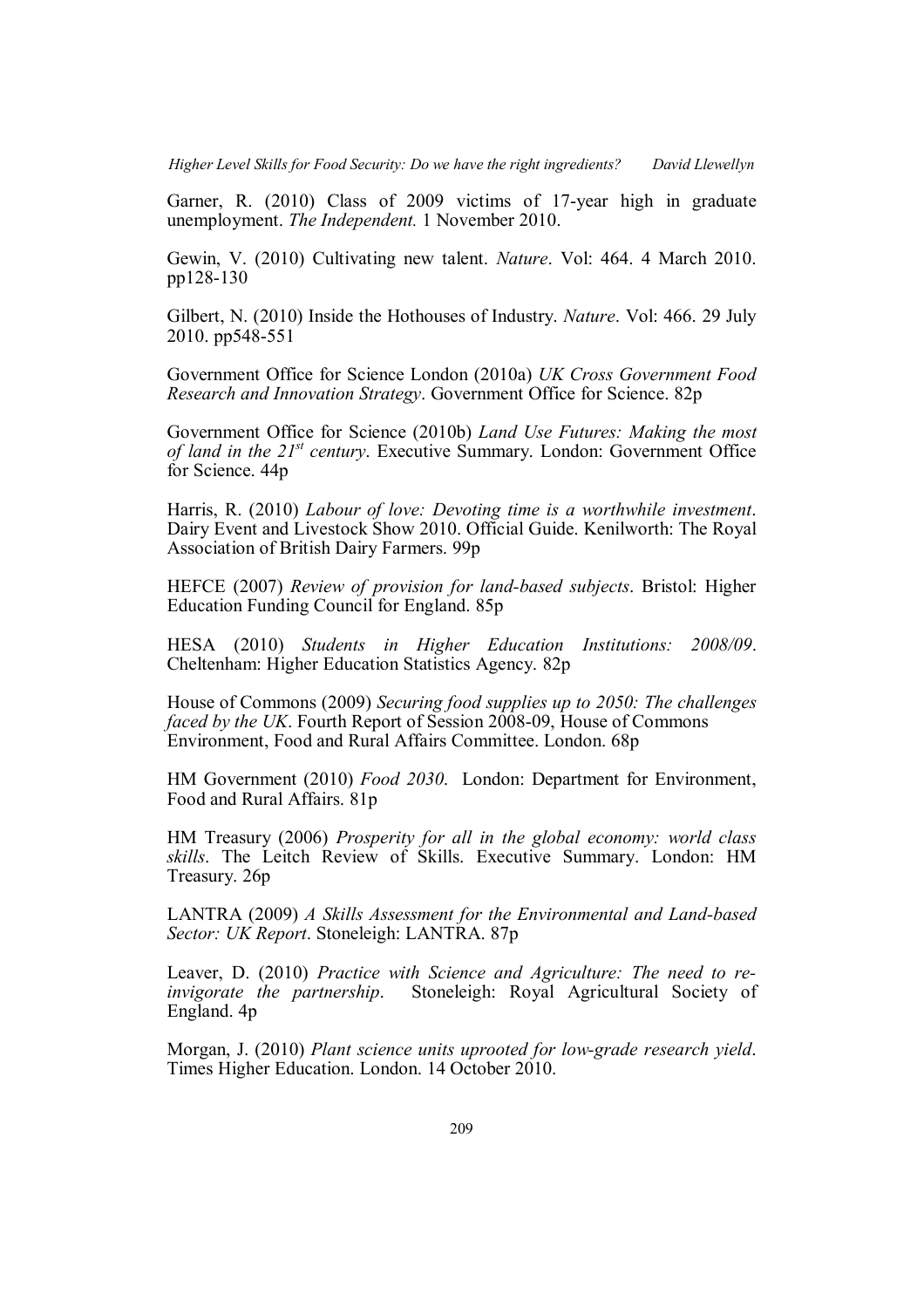Garner, R. (2010) Class of 2009 victims of 17-year high in graduate unemployment. *The Independent.* 1 November 2010.

Gewin, V. (2010) Cultivating new talent. *Nature*. Vol: 464. 4 March 2010. pp128-130

Gilbert, N. (2010) Inside the Hothouses of Industry. *Nature*. Vol: 466. 29 July 2010. pp548-551

Government Office for Science London (2010a) *UK Cross Government Food Research and Innovation Strategy*. Government Office for Science. 82p

Government Office for Science (2010b) *Land Use Futures: Making the most of land in the 21st century*. Executive Summary. London: Government Office for Science. 44p

Harris, R. (2010) *Labour of love: Devoting time is a worthwhile investment*. Dairy Event and Livestock Show 2010. Official Guide. Kenilworth: The Royal Association of British Dairy Farmers. 99p

HEFCE (2007) *Review of provision for land-based subjects*. Bristol: Higher Education Funding Council for England. 85p

HESA (2010) *Students in Higher Education Institutions: 2008/09*. Cheltenham: Higher Education Statistics Agency. 82p

House of Commons (2009) *Securing food supplies up to 2050: The challenges faced by the UK*. Fourth Report of Session 2008-09, House of Commons Environment, Food and Rural Affairs Committee. London. 68p

HM Government (2010) *Food 2030*. London: Department for Environment, Food and Rural Affairs. 81p

HM Treasury (2006) *Prosperity for all in the global economy: world class skills*. The Leitch Review of Skills. Executive Summary. London: HM Treasury. 26p

LANTRA (2009) *A Skills Assessment for the Environmental and Land-based Sector: UK Report*. Stoneleigh: LANTRA. 87p

Leaver, D. (2010) *Practice with Science and Agriculture: The need to re-invigorate the partnership*. Stoneleigh: Royal Agricultural Society of England. 4p

Morgan, J. (2010) *Plant science units uprooted for low-grade research yield*. Times Higher Education. London. 14 October 2010.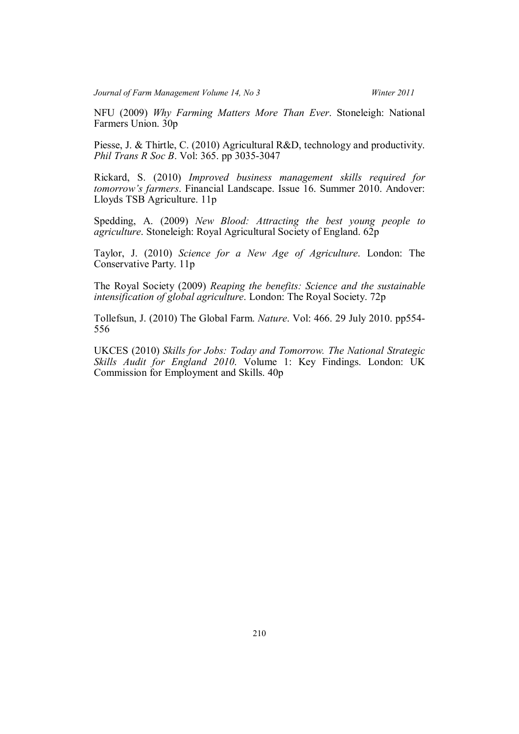NFU (2009) *Why Farming Matters More Than Ever*. Stoneleigh: National Farmers Union. 30p

Piesse, J. & Thirtle, C. (2010) Agricultural R&D, technology and productivity. *Phil Trans R Soc B*. Vol: 365. pp 3035-3047

Rickard, S. (2010) *Improved business management skills required for tomorrow's farmers*. Financial Landscape. Issue 16. Summer 2010. Andover: Lloyds TSB Agriculture. 11p

Spedding, A. (2009) *New Blood: Attracting the best young people to agriculture*. Stoneleigh: Royal Agricultural Society of England. 62p

Taylor, J. (2010) *Science for a New Age of Agriculture*. London: The Conservative Party. 11p

The Royal Society (2009) *Reaping the benefits: Science and the sustainable intensification of global agriculture*. London: The Royal Society. 72p

Tollefsun, J. (2010) The Global Farm. *Nature*. Vol: 466. 29 July 2010. pp554-556

UKCES (2010) *Skills for Jobs: Today and Tomorrow. The National Strategic Skills Audit for England 2010*. Volume 1: Key Findings. London: UK Commission for Employment and Skills. 40p